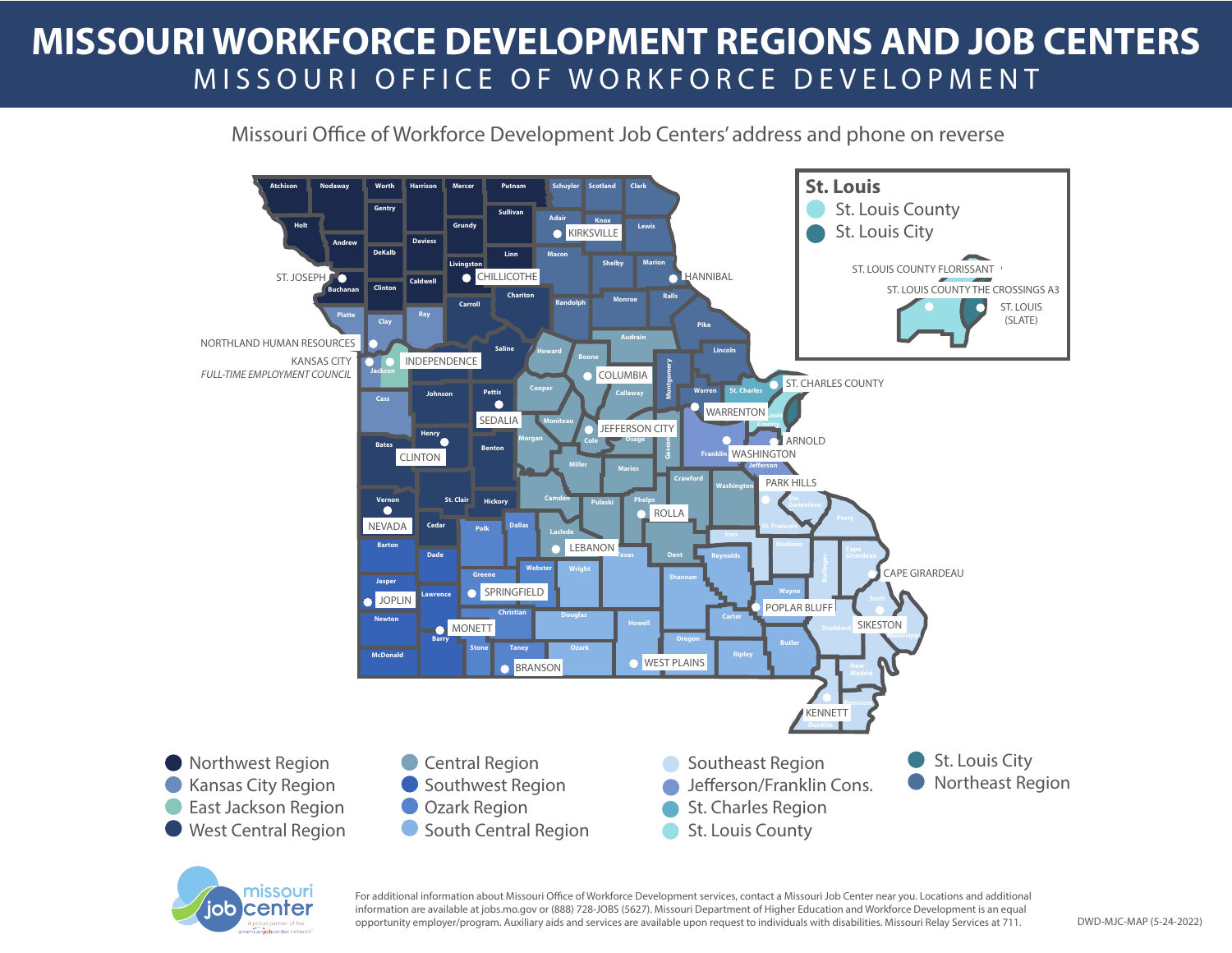# MISSOURI WORKFORCE DEVELOPMENT REGIONS AND JOB CENTERS

## MISSOURI OFFICE OF WORKFORCE DEVELOPMENT

Missouri Office of Workforce Development Job Centers' address and phone on reverse

**St. Louis**

- St. Louis County
- St. Louis City

ST. LOUIS COUNTY FLORISSANT

ST. LOUIS COUNTY THE CROSSINGS A3

ST. LOUIS (SLATE)

Job Centers: ST. JOSEPH, NORTHLAND HUMAN RESOURCES, KANSAS CITY *FULL-TIME EMPLOYMENT COUNCIL*, INDEPENDENCE, CHILLICOTHE, KIRKSVILLE, HANNIBAL, COLUMBIA, SEDALIA, JEFFERSON CITY, CLINTON, WARRENTON, ST. CHARLES COUNTY, ARNOLD, WASHINGTON, PARK HILLS, NEVADA, ROLLA, LEBANON, CAPE GIRARDEAU, JOPLIN, SPRINGFIELD, POPLAR BLUFF, SIKESTON, MONETT, WEST PLAINS, BRANSON, KENNETT

- Northwest Region
- Kansas City Region
- East Jackson Region
- West Central Region
- Central Region
- Southwest Region
- Ozark Region
- South Central Region
- Southeast Region
- Jefferson/Franklin Cons.
- St. Charles Region
- St. Louis County
- St. Louis City
- Northeast Region

missouri job center — A proud partner of the americanjobcenter network

For additional information about Missouri Office of Workforce Development services, contact a Missouri Job Center near you. Locations and additional information are available at jobs.mo.gov or (888) 728-JOBS (5627). Missouri Department of Higher Education and Workforce Development is an equal opportunity employer/program. Auxiliary aids and services are available upon request to individuals with disabilities. Missouri Relay Services at 711.

DWD-MJC-MAP (5-24-2022)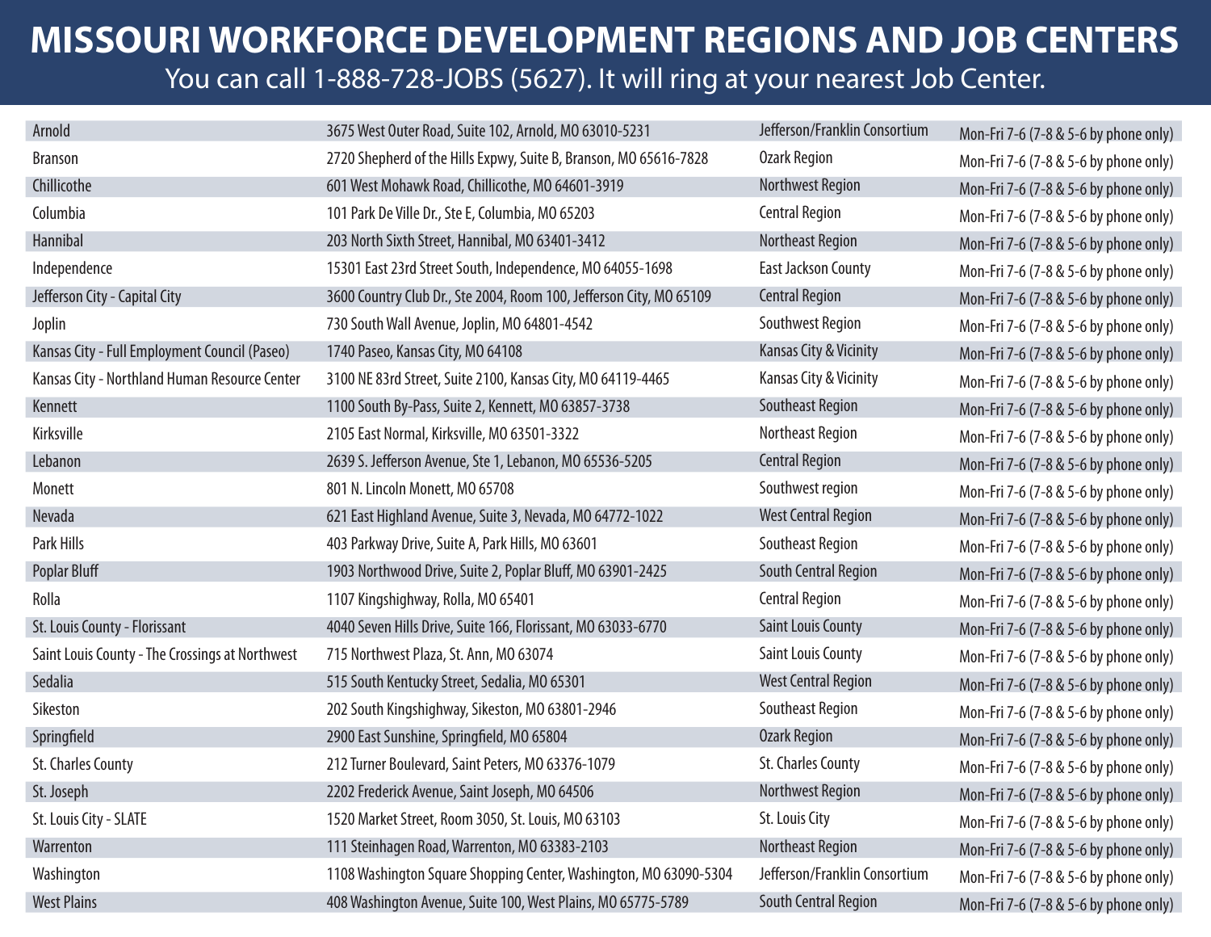# MISSOURI WORKFORCE DEVELOPMENT REGIONS AND JOB CENTERS

You can call 1-888-728-JOBS (5627). It will ring at your nearest Job Center.

| | | | |
|---|---|---|---|
| Arnold | 3675 West Outer Road, Suite 102, Arnold, MO 63010-5231 | Jefferson/Franklin Consortium | Mon-Fri 7-6 (7-8 & 5-6 by phone only) |
| Branson | 2720 Shepherd of the Hills Expwy, Suite B, Branson, MO 65616-7828 | Ozark Region | Mon-Fri 7-6 (7-8 & 5-6 by phone only) |
| Chillicothe | 601 West Mohawk Road, Chillicothe, MO 64601-3919 | Northwest Region | Mon-Fri 7-6 (7-8 & 5-6 by phone only) |
| Columbia | 101 Park De Ville Dr., Ste E, Columbia, MO 65203 | Central Region | Mon-Fri 7-6 (7-8 & 5-6 by phone only) |
| Hannibal | 203 North Sixth Street, Hannibal, MO 63401-3412 | Northeast Region | Mon-Fri 7-6 (7-8 & 5-6 by phone only) |
| Independence | 15301 East 23rd Street South, Independence, MO 64055-1698 | East Jackson County | Mon-Fri 7-6 (7-8 & 5-6 by phone only) |
| Jefferson City - Capital City | 3600 Country Club Dr., Ste 2004, Room 100, Jefferson City, MO 65109 | Central Region | Mon-Fri 7-6 (7-8 & 5-6 by phone only) |
| Joplin | 730 South Wall Avenue, Joplin, MO 64801-4542 | Southwest Region | Mon-Fri 7-6 (7-8 & 5-6 by phone only) |
| Kansas City - Full Employment Council (Paseo) | 1740 Paseo, Kansas City, MO 64108 | Kansas City & Vicinity | Mon-Fri 7-6 (7-8 & 5-6 by phone only) |
| Kansas City - Northland Human Resource Center | 3100 NE 83rd Street, Suite 2100, Kansas City, MO 64119-4465 | Kansas City & Vicinity | Mon-Fri 7-6 (7-8 & 5-6 by phone only) |
| Kennett | 1100 South By-Pass, Suite 2, Kennett, MO 63857-3738 | Southeast Region | Mon-Fri 7-6 (7-8 & 5-6 by phone only) |
| Kirksville | 2105 East Normal, Kirksville, MO 63501-3322 | Northeast Region | Mon-Fri 7-6 (7-8 & 5-6 by phone only) |
| Lebanon | 2639 S. Jefferson Avenue, Ste 1, Lebanon, MO 65536-5205 | Central Region | Mon-Fri 7-6 (7-8 & 5-6 by phone only) |
| Monett | 801 N. Lincoln Monett, MO 65708 | Southwest region | Mon-Fri 7-6 (7-8 & 5-6 by phone only) |
| Nevada | 621 East Highland Avenue, Suite 3, Nevada, MO 64772-1022 | West Central Region | Mon-Fri 7-6 (7-8 & 5-6 by phone only) |
| Park Hills | 403 Parkway Drive, Suite A, Park Hills, MO 63601 | Southeast Region | Mon-Fri 7-6 (7-8 & 5-6 by phone only) |
| Poplar Bluff | 1903 Northwood Drive, Suite 2, Poplar Bluff, MO 63901-2425 | South Central Region | Mon-Fri 7-6 (7-8 & 5-6 by phone only) |
| Rolla | 1107 Kingshighway, Rolla, MO 65401 | Central Region | Mon-Fri 7-6 (7-8 & 5-6 by phone only) |
| St. Louis County - Florissant | 4040 Seven Hills Drive, Suite 166, Florissant, MO 63033-6770 | Saint Louis County | Mon-Fri 7-6 (7-8 & 5-6 by phone only) |
| Saint Louis County - The Crossings at Northwest | 715 Northwest Plaza, St. Ann, MO 63074 | Saint Louis County | Mon-Fri 7-6 (7-8 & 5-6 by phone only) |
| Sedalia | 515 South Kentucky Street, Sedalia, MO 65301 | West Central Region | Mon-Fri 7-6 (7-8 & 5-6 by phone only) |
| Sikeston | 202 South Kingshighway, Sikeston, MO 63801-2946 | Southeast Region | Mon-Fri 7-6 (7-8 & 5-6 by phone only) |
| Springfield | 2900 East Sunshine, Springfield, MO 65804 | Ozark Region | Mon-Fri 7-6 (7-8 & 5-6 by phone only) |
| St. Charles County | 212 Turner Boulevard, Saint Peters, MO 63376-1079 | St. Charles County | Mon-Fri 7-6 (7-8 & 5-6 by phone only) |
| St. Joseph | 2202 Frederick Avenue, Saint Joseph, MO 64506 | Northwest Region | Mon-Fri 7-6 (7-8 & 5-6 by phone only) |
| St. Louis City - SLATE | 1520 Market Street, Room 3050, St. Louis, MO 63103 | St. Louis City | Mon-Fri 7-6 (7-8 & 5-6 by phone only) |
| Warrenton | 111 Steinhagen Road, Warrenton, MO 63383-2103 | Northeast Region | Mon-Fri 7-6 (7-8 & 5-6 by phone only) |
| Washington | 1108 Washington Square Shopping Center, Washington, MO 63090-5304 | Jefferson/Franklin Consortium | Mon-Fri 7-6 (7-8 & 5-6 by phone only) |
| West Plains | 408 Washington Avenue, Suite 100, West Plains, MO 65775-5789 | South Central Region | Mon-Fri 7-6 (7-8 & 5-6 by phone only) |